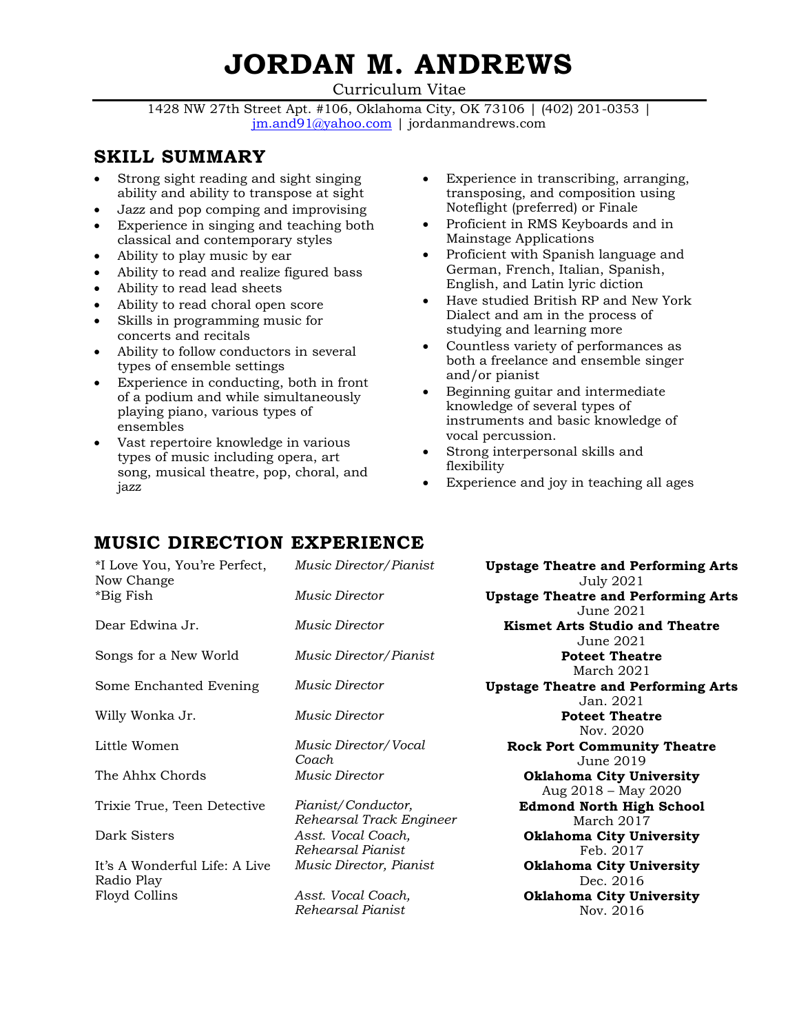# JORDAN M. ANDREWS

Curriculum Vitae

1428 NW 27th Street Apt. #106, Oklahoma City, OK 73106 | (402) 201-0353 | jm.and91@yahoo.com | jordanmandrews.com

## SKILL SUMMARY

- Strong sight reading and sight singing ability and ability to transpose at sight
- Jazz and pop comping and improvising
- Experience in singing and teaching both classical and contemporary styles
- Ability to play music by ear
- Ability to read and realize figured bass
- Ability to read lead sheets
- Ability to read choral open score
- Skills in programming music for concerts and recitals
- Ability to follow conductors in several types of ensemble settings
- Experience in conducting, both in front of a podium and while simultaneously playing piano, various types of ensembles
- Vast repertoire knowledge in various types of music including opera, art song, musical theatre, pop, choral, and jazz
- Experience in transcribing, arranging, transposing, and composition using Noteflight (preferred) or Finale
- Proficient in RMS Keyboards and in Mainstage Applications
- Proficient with Spanish language and German, French, Italian, Spanish, English, and Latin lyric diction
- Have studied British RP and New York Dialect and am in the process of studying and learning more
- Countless variety of performances as both a freelance and ensemble singer and/or pianist
- Beginning guitar and intermediate knowledge of several types of instruments and basic knowledge of vocal percussion.
- Strong interpersonal skills and flexibility
- Experience and joy in teaching all ages

## MUSIC DIRECTION EXPERIENCE

| Production | Role | Organization / Date |
|---|---|---|
| *I Love You, You're Perfect, Now Change | *Music Director/Pianist* | **Upstage Theatre and Performing Arts** July 2021 |
| *Big Fish | *Music Director* | **Upstage Theatre and Performing Arts** June 2021 |
| Dear Edwina Jr. | *Music Director* | **Kismet Arts Studio and Theatre** June 2021 |
| Songs for a New World | *Music Director/Pianist* | **Poteet Theatre** March 2021 |
| Some Enchanted Evening | *Music Director* | **Upstage Theatre and Performing Arts** Jan. 2021 |
| Willy Wonka Jr. | *Music Director* | **Poteet Theatre** Nov. 2020 |
| Little Women | *Music Director/Vocal Coach* | **Rock Port Community Theatre** June 2019 |
| The Ahhx Chords | *Music Director* | **Oklahoma City University** Aug 2018 – May 2020 |
| Trixie True, Teen Detective | *Pianist/Conductor, Rehearsal Track Engineer* | **Edmond North High School** March 2017 |
| Dark Sisters | *Asst. Vocal Coach, Rehearsal Pianist* | **Oklahoma City University** Feb. 2017 |
| It's A Wonderful Life: A Live Radio Play | *Music Director, Pianist* | **Oklahoma City University** Dec. 2016 |
| Floyd Collins | *Asst. Vocal Coach, Rehearsal Pianist* | **Oklahoma City University** Nov. 2016 |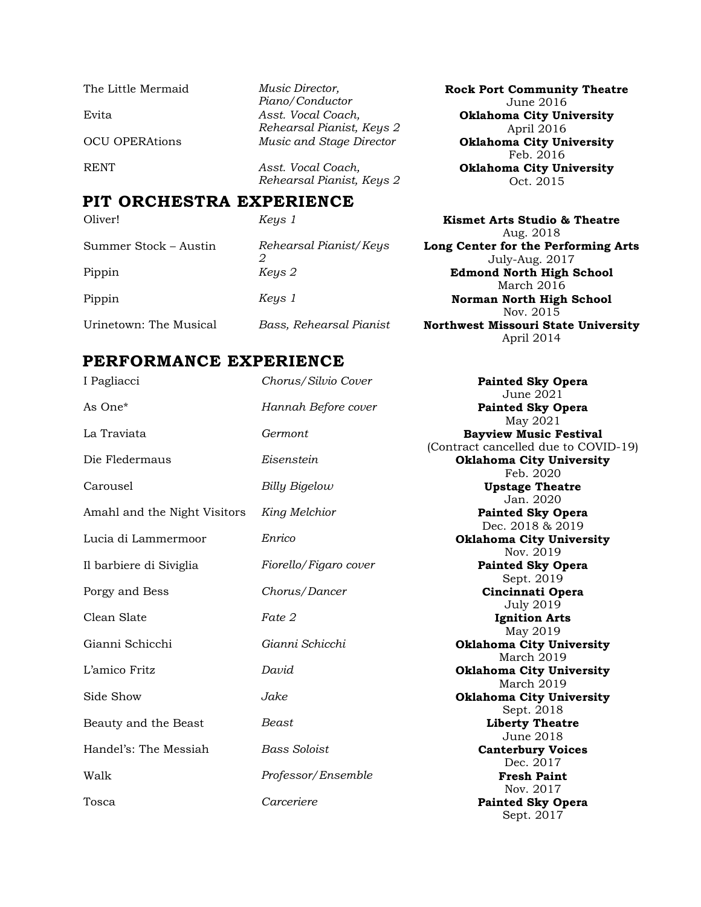| | | |
|---|---|---|
| The Little Mermaid | *Music Director, Piano/Conductor* | **Rock Port Community Theatre** June 2016 |
| Evita | *Asst. Vocal Coach, Rehearsal Pianist, Keys 2* | **Oklahoma City University** April 2016 |
| OCU OPERAtions | *Music and Stage Director* | **Oklahoma City University** Feb. 2016 |
| RENT | *Asst. Vocal Coach, Rehearsal Pianist, Keys 2* | **Oklahoma City University** Oct. 2015 |

## PIT ORCHESTRA EXPERIENCE

| | | |
|---|---|---|
| Oliver! | *Keys 1* | **Kismet Arts Studio & Theatre** Aug. 2018 |
| Summer Stock – Austin | *Rehearsal Pianist/Keys 2* | **Long Center for the Performing Arts** July-Aug. 2017 |
| Pippin | *Keys 2* | **Edmond North High School** March 2016 |
| Pippin | *Keys 1* | **Norman North High School** Nov. 2015 |
| Urinetown: The Musical | *Bass, Rehearsal Pianist* | **Northwest Missouri State University** April 2014 |

## PERFORMANCE EXPERIENCE

| | | |
|---|---|---|
| I Pagliacci | *Chorus/Silvio Cover* | **Painted Sky Opera** June 2021 |
| As One* | *Hannah Before cover* | **Painted Sky Opera** May 2021 |
| La Traviata | *Germont* | **Bayview Music Festival** (Contract cancelled due to COVID-19) |
| Die Fledermaus | *Eisenstein* | **Oklahoma City University** Feb. 2020 |
| Carousel | *Billy Bigelow* | **Upstage Theatre** Jan. 2020 |
| Amahl and the Night Visitors | *King Melchior* | **Painted Sky Opera** Dec. 2018 & 2019 |
| Lucia di Lammermoor | *Enrico* | **Oklahoma City University** Nov. 2019 |
| Il barbiere di Siviglia | *Fiorello/Figaro cover* | **Painted Sky Opera** Sept. 2019 |
| Porgy and Bess | *Chorus/Dancer* | **Cincinnati Opera** July 2019 |
| Clean Slate | *Fate 2* | **Ignition Arts** May 2019 |
| Gianni Schicchi | *Gianni Schicchi* | **Oklahoma City University** March 2019 |
| L'amico Fritz | *David* | **Oklahoma City University** March 2019 |
| Side Show | *Jake* | **Oklahoma City University** Sept. 2018 |
| Beauty and the Beast | *Beast* | **Liberty Theatre** June 2018 |
| Handel's: The Messiah | *Bass Soloist* | **Canterbury Voices** Dec. 2017 |
| Walk | *Professor/Ensemble* | **Fresh Paint** Nov. 2017 |
| Tosca | *Carceriere* | **Painted Sky Opera** Sept. 2017 |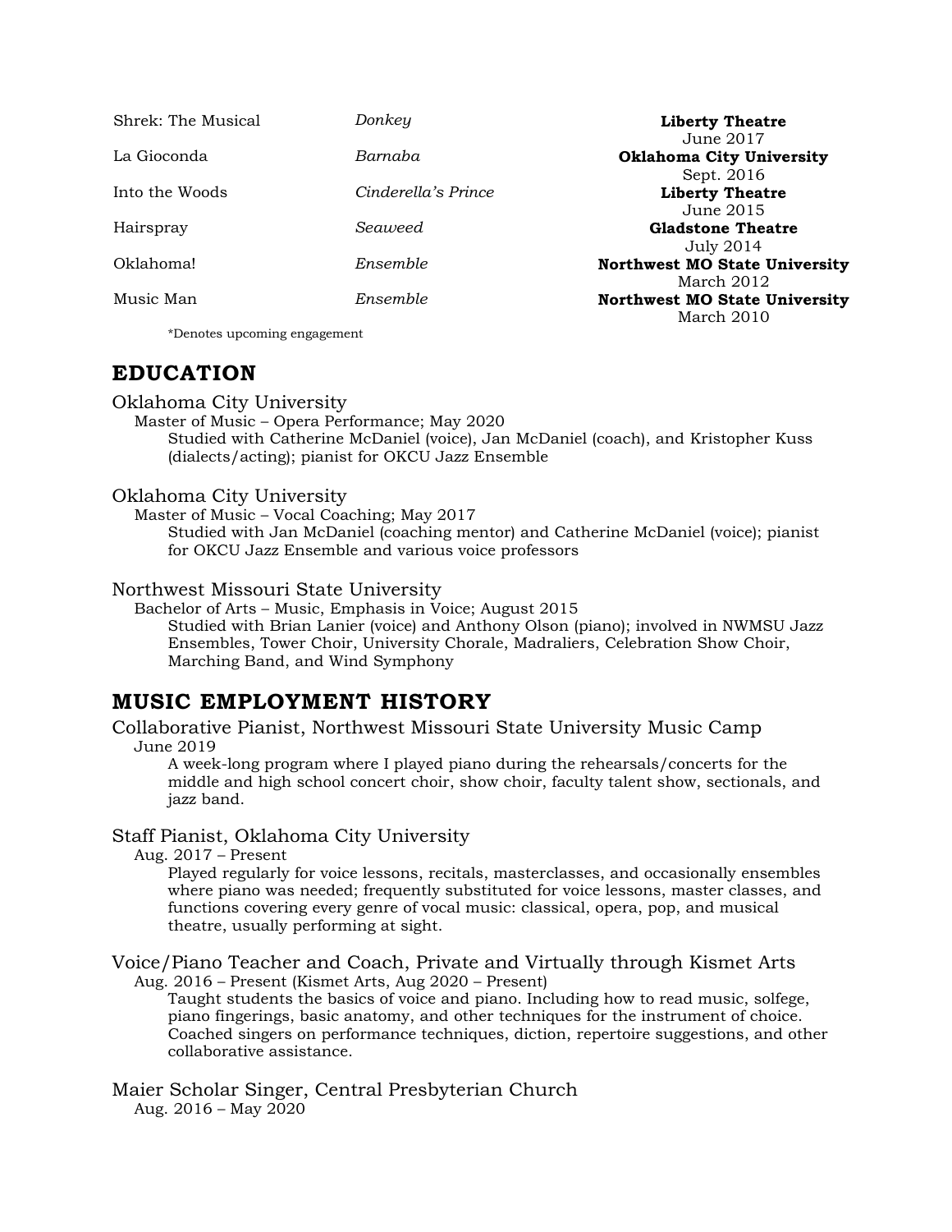| | | |
|---|---|---|
| Shrek: The Musical | *Donkey* | **Liberty Theatre** June 2017 |
| La Gioconda | *Barnaba* | **Oklahoma City University** Sept. 2016 |
| Into the Woods | *Cinderella's Prince* | **Liberty Theatre** June 2015 |
| Hairspray | *Seaweed* | **Gladstone Theatre** July 2014 |
| Oklahoma! | *Ensemble* | **Northwest MO State University** March 2012 |
| Music Man | *Ensemble* | **Northwest MO State University** March 2010 |

*Denotes upcoming engagement

## EDUCATION

Oklahoma City University

Master of Music – Opera Performance; May 2020

Studied with Catherine McDaniel (voice), Jan McDaniel (coach), and Kristopher Kuss (dialects/acting); pianist for OKCU Jazz Ensemble

Oklahoma City University

Master of Music – Vocal Coaching; May 2017

Studied with Jan McDaniel (coaching mentor) and Catherine McDaniel (voice); pianist for OKCU Jazz Ensemble and various voice professors

Northwest Missouri State University

Bachelor of Arts – Music, Emphasis in Voice; August 2015

Studied with Brian Lanier (voice) and Anthony Olson (piano); involved in NWMSU Jazz Ensembles, Tower Choir, University Chorale, Madraliers, Celebration Show Choir, Marching Band, and Wind Symphony

## MUSIC EMPLOYMENT HISTORY

Collaborative Pianist, Northwest Missouri State University Music Camp

June 2019

A week-long program where I played piano during the rehearsals/concerts for the middle and high school concert choir, show choir, faculty talent show, sectionals, and jazz band.

Staff Pianist, Oklahoma City University

Aug. 2017 – Present

Played regularly for voice lessons, recitals, masterclasses, and occasionally ensembles where piano was needed; frequently substituted for voice lessons, master classes, and functions covering every genre of vocal music: classical, opera, pop, and musical theatre, usually performing at sight.

Voice/Piano Teacher and Coach, Private and Virtually through Kismet Arts

Aug. 2016 – Present (Kismet Arts, Aug 2020 – Present)

Taught students the basics of voice and piano. Including how to read music, solfege, piano fingerings, basic anatomy, and other techniques for the instrument of choice. Coached singers on performance techniques, diction, repertoire suggestions, and other collaborative assistance.

Maier Scholar Singer, Central Presbyterian Church

Aug. 2016 – May 2020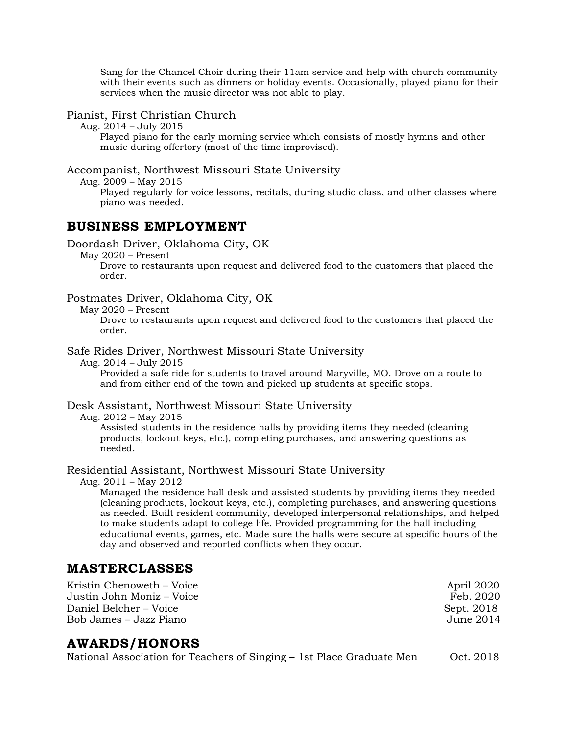Sang for the Chancel Choir during their 11am service and help with church community with their events such as dinners or holiday events. Occasionally, played piano for their services when the music director was not able to play.

Pianist, First Christian Church
Aug. 2014 – July 2015
Played piano for the early morning service which consists of mostly hymns and other music during offertory (most of the time improvised).

Accompanist, Northwest Missouri State University
Aug. 2009 – May 2015
Played regularly for voice lessons, recitals, during studio class, and other classes where piano was needed.

## BUSINESS EMPLOYMENT

Doordash Driver, Oklahoma City, OK
May 2020 – Present
Drove to restaurants upon request and delivered food to the customers that placed the order.

Postmates Driver, Oklahoma City, OK
May 2020 – Present
Drove to restaurants upon request and delivered food to the customers that placed the order.

Safe Rides Driver, Northwest Missouri State University
Aug. 2014 – July 2015
Provided a safe ride for students to travel around Maryville, MO. Drove on a route to and from either end of the town and picked up students at specific stops.

Desk Assistant, Northwest Missouri State University
Aug. 2012 – May 2015
Assisted students in the residence halls by providing items they needed (cleaning products, lockout keys, etc.), completing purchases, and answering questions as needed.

Residential Assistant, Northwest Missouri State University
Aug. 2011 – May 2012
Managed the residence hall desk and assisted students by providing items they needed (cleaning products, lockout keys, etc.), completing purchases, and answering questions as needed. Built resident community, developed interpersonal relationships, and helped to make students adapt to college life. Provided programming for the hall including educational events, games, etc. Made sure the halls were secure at specific hours of the day and observed and reported conflicts when they occur.

## MASTERCLASSES

Kristin Chenoweth – Voice — April 2020
Justin John Moniz – Voice — Feb. 2020
Daniel Belcher – Voice — Sept. 2018
Bob James – Jazz Piano — June 2014

## AWARDS/HONORS

National Association for Teachers of Singing – 1st Place Graduate Men — Oct. 2018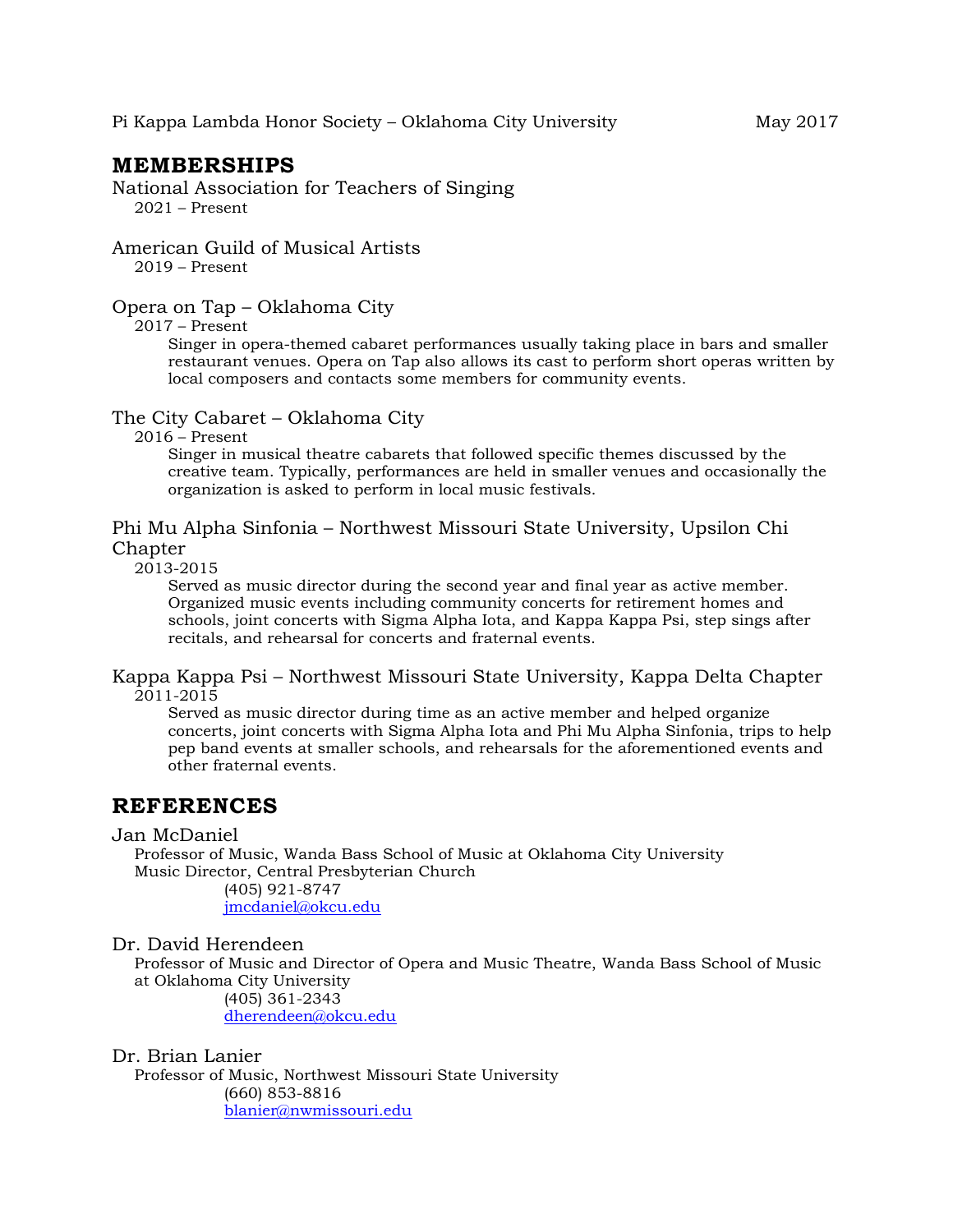Pi Kappa Lambda Honor Society – Oklahoma City University May 2017

## MEMBERSHIPS

National Association for Teachers of Singing
2021 – Present

American Guild of Musical Artists
2019 – Present

Opera on Tap – Oklahoma City
2017 – Present
Singer in opera-themed cabaret performances usually taking place in bars and smaller restaurant venues. Opera on Tap also allows its cast to perform short operas written by local composers and contacts some members for community events.

The City Cabaret – Oklahoma City
2016 – Present
Singer in musical theatre cabarets that followed specific themes discussed by the creative team. Typically, performances are held in smaller venues and occasionally the organization is asked to perform in local music festivals.

Phi Mu Alpha Sinfonia – Northwest Missouri State University, Upsilon Chi Chapter
2013-2015
Served as music director during the second year and final year as active member. Organized music events including community concerts for retirement homes and schools, joint concerts with Sigma Alpha Iota, and Kappa Kappa Psi, step sings after recitals, and rehearsal for concerts and fraternal events.

Kappa Kappa Psi – Northwest Missouri State University, Kappa Delta Chapter
2011-2015
Served as music director during time as an active member and helped organize concerts, joint concerts with Sigma Alpha Iota and Phi Mu Alpha Sinfonia, trips to help pep band events at smaller schools, and rehearsals for the aforementioned events and other fraternal events.

## REFERENCES

Jan McDaniel
Professor of Music, Wanda Bass School of Music at Oklahoma City University
Music Director, Central Presbyterian Church
(405) 921-8747
jmcdaniel@okcu.edu

Dr. David Herendeen
Professor of Music and Director of Opera and Music Theatre, Wanda Bass School of Music at Oklahoma City University
(405) 361-2343
dherendeen@okcu.edu

Dr. Brian Lanier
Professor of Music, Northwest Missouri State University
(660) 853-8816
blanier@nwmissouri.edu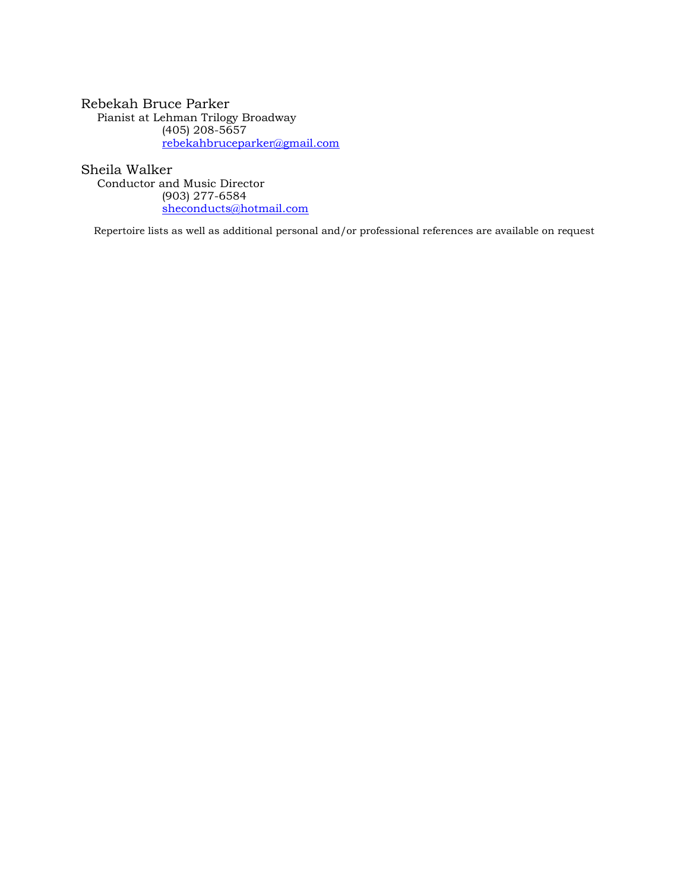Rebekah Bruce Parker
Pianist at Lehman Trilogy Broadway
(405) 208-5657
rebekahbruceparker@gmail.com

Sheila Walker
Conductor and Music Director
(903) 277-6584
sheconducts@hotmail.com

Repertoire lists as well as additional personal and/or professional references are available on request